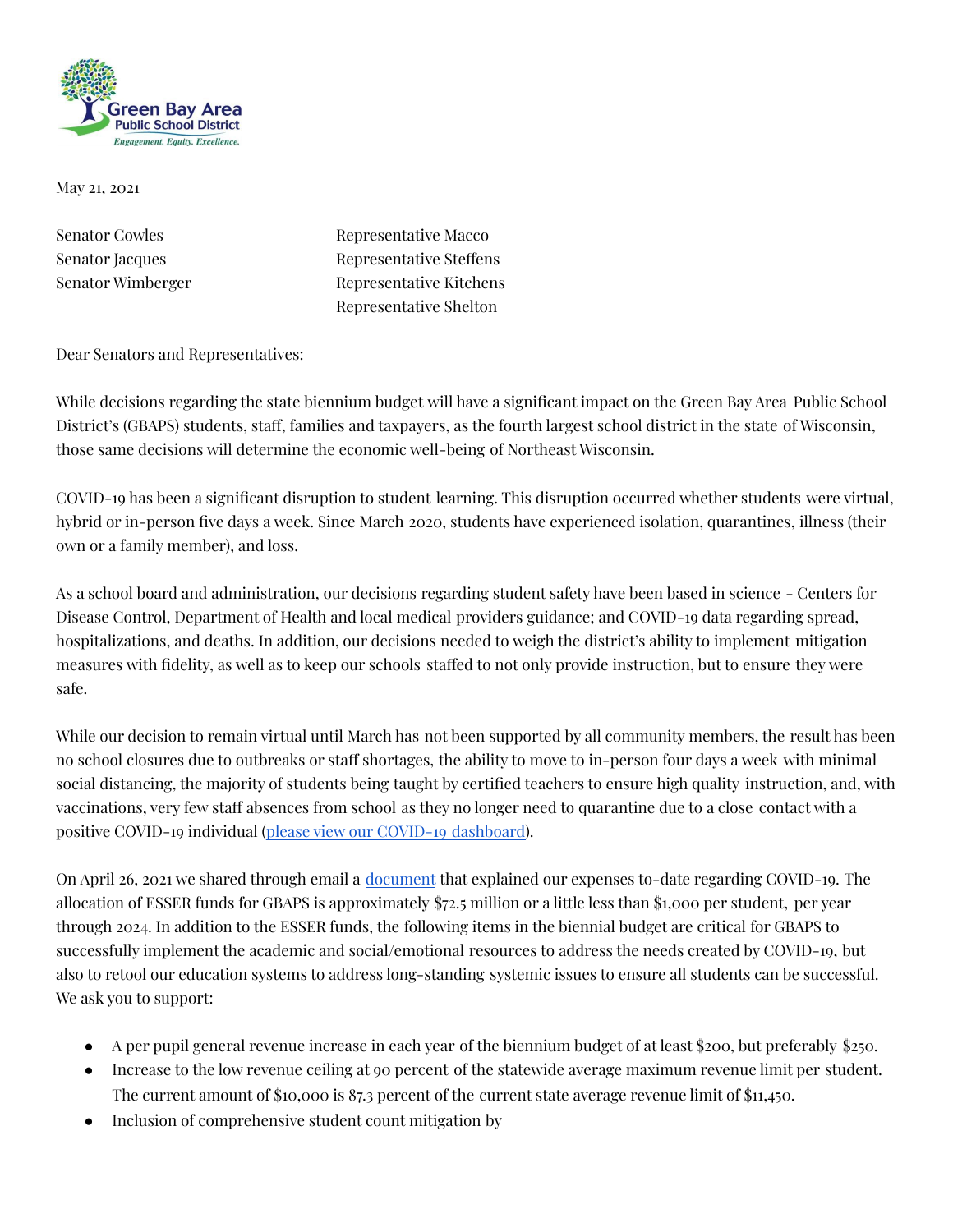May 21, 2021

Senator Cowles
Senator Jacques
Senator Wimberger

Representative Macco
Representative Steffens
Representative Kitchens
Representative Shelton

Dear Senators and Representatives:

While decisions regarding the state biennium budget will have a significant impact on the Green Bay Area Public School District's (GBAPS) students, staff, families and taxpayers, as the fourth largest school district in the state of Wisconsin, those same decisions will determine the economic well-being of Northeast Wisconsin.

COVID-19 has been a significant disruption to student learning. This disruption occurred whether students were virtual, hybrid or in-person five days a week. Since March 2020, students have experienced isolation, quarantines, illness (their own or a family member), and loss.

As a school board and administration, our decisions regarding student safety have been based in science - Centers for Disease Control, Department of Health and local medical providers guidance; and COVID-19 data regarding spread, hospitalizations, and deaths. In addition, our decisions needed to weigh the district's ability to implement mitigation measures with fidelity, as well as to keep our schools staffed to not only provide instruction, but to ensure they were safe.

While our decision to remain virtual until March has not been supported by all community members, the result has been no school closures due to outbreaks or staff shortages, the ability to move to in-person four days a week with minimal social distancing, the majority of students being taught by certified teachers to ensure high quality instruction, and, with vaccinations, very few staff absences from school as they no longer need to quarantine due to a close contact with a positive COVID-19 individual (please view our COVID-19 dashboard).

On April 26, 2021 we shared through email a document that explained our expenses to-date regarding COVID-19. The allocation of ESSER funds for GBAPS is approximately $72.5 million or a little less than $1,000 per student, per year through 2024. In addition to the ESSER funds, the following items in the biennial budget are critical for GBAPS to successfully implement the academic and social/emotional resources to address the needs created by COVID-19, but also to retool our education systems to address long-standing systemic issues to ensure all students can be successful. We ask you to support:

- A per pupil general revenue increase in each year of the biennium budget of at least $200, but preferably $250.
- Increase to the low revenue ceiling at 90 percent of the statewide average maximum revenue limit per student. The current amount of $10,000 is 87.3 percent of the current state average revenue limit of $11,450.
- Inclusion of comprehensive student count mitigation by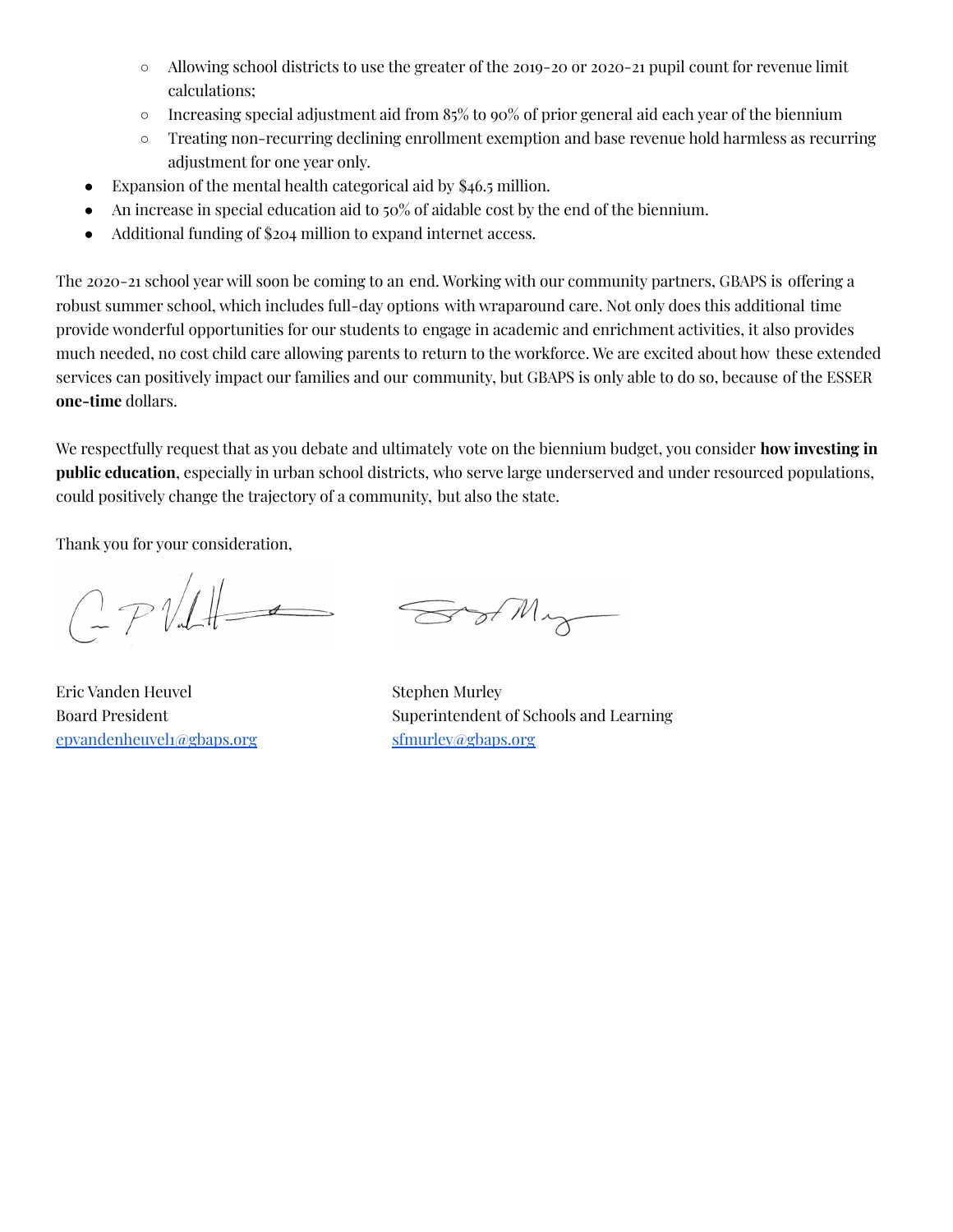- Allowing school districts to use the greater of the 2019-20 or 2020-21 pupil count for revenue limit calculations;
    - Increasing special adjustment aid from 85% to 90% of prior general aid each year of the biennium
    - Treating non-recurring declining enrollment exemption and base revenue hold harmless as recurring adjustment for one year only.
- Expansion of the mental health categorical aid by $46.5 million.
- An increase in special education aid to 50% of aidable cost by the end of the biennium.
- Additional funding of $204 million to expand internet access.

The 2020-21 school year will soon be coming to an end. Working with our community partners, GBAPS is offering a robust summer school, which includes full-day options with wraparound care. Not only does this additional time provide wonderful opportunities for our students to engage in academic and enrichment activities, it also provides much needed, no cost child care allowing parents to return to the workforce. We are excited about how these extended services can positively impact our families and our community, but GBAPS is only able to do so, because of the ESSER **one-time** dollars.

We respectfully request that as you debate and ultimately vote on the biennium budget, you consider **how investing in public education**, especially in urban school districts, who serve large underserved and under resourced populations, could positively change the trajectory of a community, but also the state.

Thank you for your consideration,

Eric Vanden Heuvel
Board President
epvandenheuvel1@gbaps.org

Stephen Murley
Superintendent of Schools and Learning
sfmurley@gbaps.org